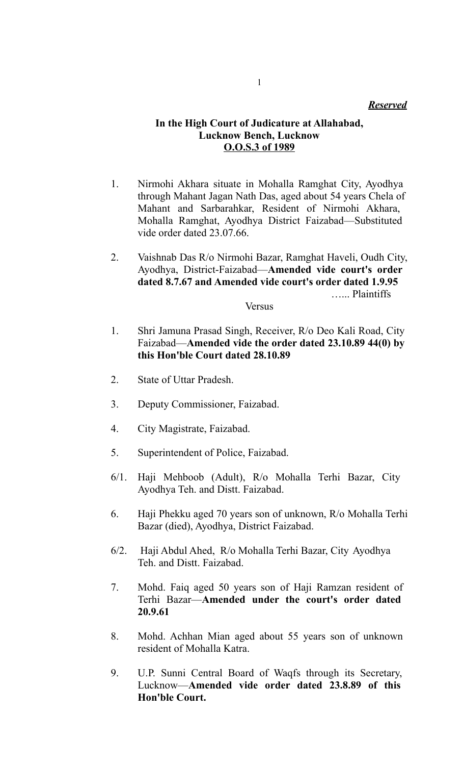***Reserved***

**In the High Court of Judicature at Allahabad,**
**Lucknow Bench, Lucknow**
**O.O.S.3 of 1989**

1. Nirmohi Akhara situate in Mohalla Ramghat City, Ayodhya through Mahant Jagan Nath Das, aged about 54 years Chela of Mahant and Sarbarahkar, Resident of Nirmohi Akhara, Mohalla Ramghat, Ayodhya District Faizabad—Substituted vide order dated 23.07.66.

2. Vaishnab Das R/o Nirmohi Bazar, Ramghat Haveli, Oudh City, Ayodhya, District-Faizabad—**Amended vide court's order dated 8.7.67 and Amended vide court's order dated 1.9.95**

…... Plaintiffs

Versus

1. Shri Jamuna Prasad Singh, Receiver, R/o Deo Kali Road, City Faizabad—**Amended vide the order dated 23.10.89 44(0) by this Hon'ble Court dated 28.10.89**

2. State of Uttar Pradesh.

3. Deputy Commissioner, Faizabad.

4. City Magistrate, Faizabad.

5. Superintendent of Police, Faizabad.

6/1. Haji Mehboob (Adult), R/o Mohalla Terhi Bazar, City Ayodhya Teh. and Distt. Faizabad.

6. Haji Phekku aged 70 years son of unknown, R/o Mohalla Terhi Bazar (died), Ayodhya, District Faizabad.

6/2. Haji Abdul Ahed, R/o Mohalla Terhi Bazar, City Ayodhya Teh. and Distt. Faizabad.

7. Mohd. Faiq aged 50 years son of Haji Ramzan resident of Terhi Bazar—**Amended under the court's order dated 20.9.61**

8. Mohd. Achhan Mian aged about 55 years son of unknown resident of Mohalla Katra.

9. U.P. Sunni Central Board of Waqfs through its Secretary, Lucknow—**Amended vide order dated 23.8.89 of this Hon'ble Court.**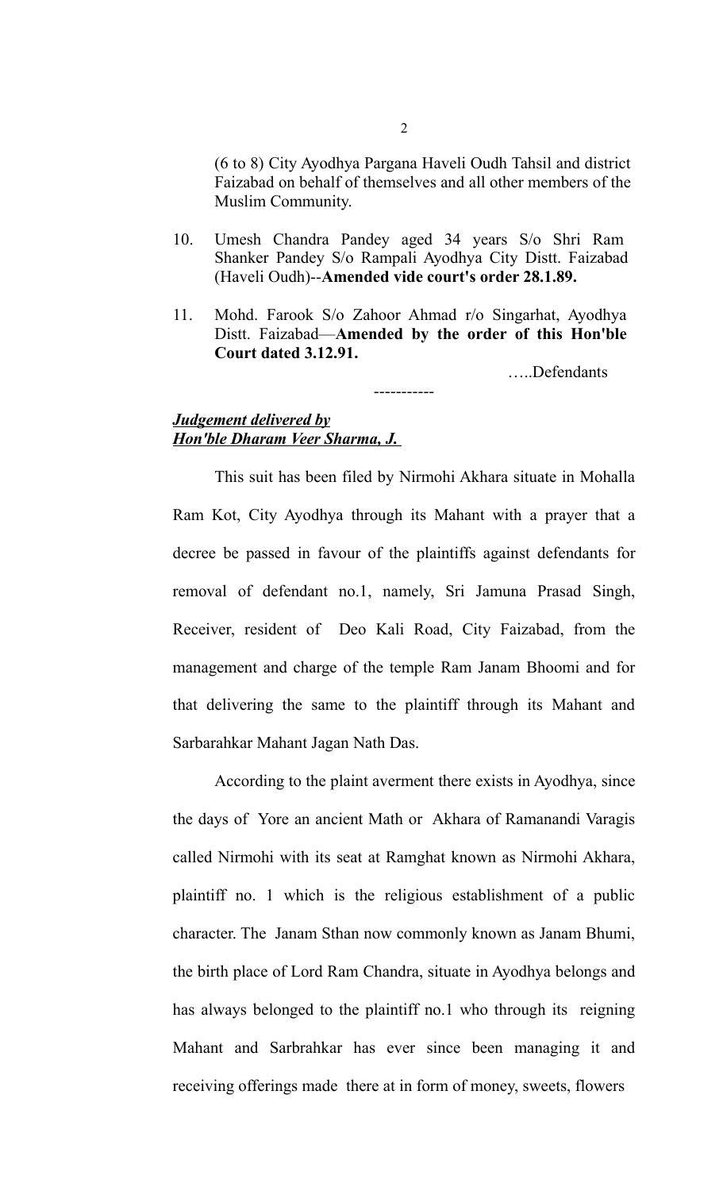(6 to 8) City Ayodhya Pargana Haveli Oudh Tahsil and district Faizabad on behalf of themselves and all other members of the Muslim Community.

10. Umesh Chandra Pandey aged 34 years S/o Shri Ram Shanker Pandey S/o Rampali Ayodhya City Distt. Faizabad (Haveli Oudh)--**Amended vide court's order 28.1.89.**

11. Mohd. Farook S/o Zahoor Ahmad r/o Singarhat, Ayodhya Distt. Faizabad—**Amended by the order of this Hon'ble Court dated 3.12.91.**

…..Defendants

-----------

***Judgement delivered by***
***Hon'ble Dharam Veer Sharma, J.***

This suit has been filed by Nirmohi Akhara situate in Mohalla Ram Kot, City Ayodhya through its Mahant with a prayer that a decree be passed in favour of the plaintiffs against defendants for removal of defendant no.1, namely, Sri Jamuna Prasad Singh, Receiver, resident of Deo Kali Road, City Faizabad, from the management and charge of the temple Ram Janam Bhoomi and for that delivering the same to the plaintiff through its Mahant and Sarbarahkar Mahant Jagan Nath Das.

According to the plaint averment there exists in Ayodhya, since the days of Yore an ancient Math or Akhara of Ramanandi Varagis called Nirmohi with its seat at Ramghat known as Nirmohi Akhara, plaintiff no. 1 which is the religious establishment of a public character. The Janam Sthan now commonly known as Janam Bhumi, the birth place of Lord Ram Chandra, situate in Ayodhya belongs and has always belonged to the plaintiff no.1 who through its reigning Mahant and Sarbrahkar has ever since been managing it and receiving offerings made there at in form of money, sweets, flowers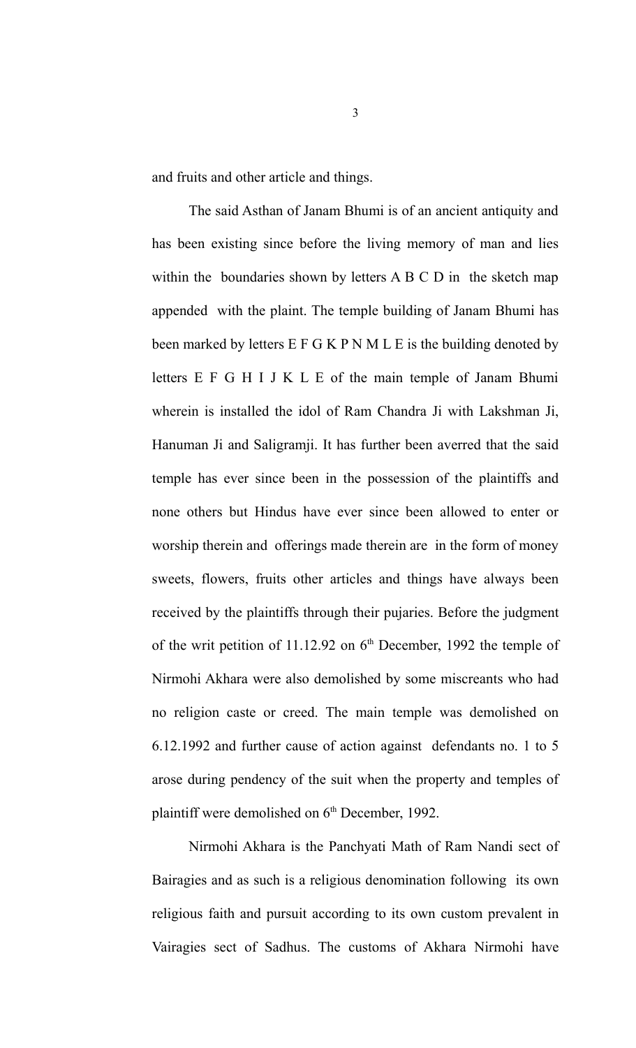and fruits and other article and things.

The said Asthan of Janam Bhumi is of an ancient antiquity and has been existing since before the living memory of man and lies within the boundaries shown by letters A B C D in the sketch map appended with the plaint. The temple building of Janam Bhumi has been marked by letters E F G K P N M L E is the building denoted by letters E F G H I J K L E of the main temple of Janam Bhumi wherein is installed the idol of Ram Chandra Ji with Lakshman Ji, Hanuman Ji and Saligramji. It has further been averred that the said temple has ever since been in the possession of the plaintiffs and none others but Hindus have ever since been allowed to enter or worship therein and offerings made therein are in the form of money sweets, flowers, fruits other articles and things have always been received by the plaintiffs through their pujaries. Before the judgment of the writ petition of 11.12.92 on 6th December, 1992 the temple of Nirmohi Akhara were also demolished by some miscreants who had no religion caste or creed. The main temple was demolished on 6.12.1992 and further cause of action against defendants no. 1 to 5 arose during pendency of the suit when the property and temples of plaintiff were demolished on 6th December, 1992.

Nirmohi Akhara is the Panchyati Math of Ram Nandi sect of Bairagies and as such is a religious denomination following its own religious faith and pursuit according to its own custom prevalent in Vairagies sect of Sadhus. The customs of Akhara Nirmohi have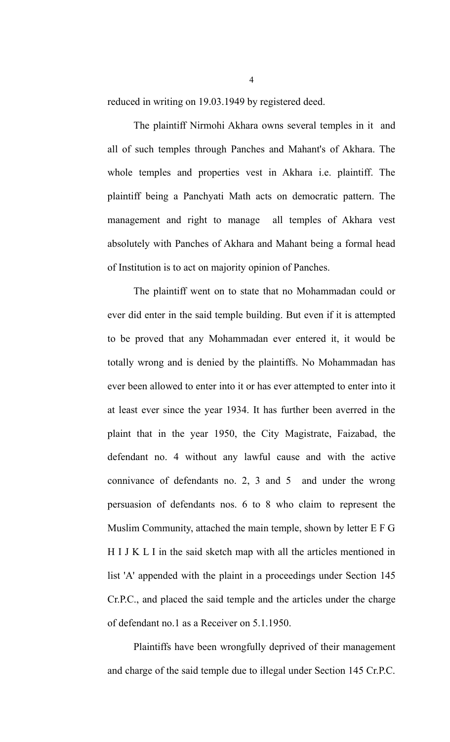reduced in writing on 19.03.1949 by registered deed.

The plaintiff Nirmohi Akhara owns several temples in it and all of such temples through Panches and Mahant's of Akhara. The whole temples and properties vest in Akhara i.e. plaintiff. The plaintiff being a Panchyati Math acts on democratic pattern. The management and right to manage all temples of Akhara vest absolutely with Panches of Akhara and Mahant being a formal head of Institution is to act on majority opinion of Panches.

The plaintiff went on to state that no Mohammadan could or ever did enter in the said temple building. But even if it is attempted to be proved that any Mohammadan ever entered it, it would be totally wrong and is denied by the plaintiffs. No Mohammadan has ever been allowed to enter into it or has ever attempted to enter into it at least ever since the year 1934. It has further been averred in the plaint that in the year 1950, the City Magistrate, Faizabad, the defendant no. 4 without any lawful cause and with the active connivance of defendants no. 2, 3 and 5 and under the wrong persuasion of defendants nos. 6 to 8 who claim to represent the Muslim Community, attached the main temple, shown by letter E F G H I J K L I in the said sketch map with all the articles mentioned in list 'A' appended with the plaint in a proceedings under Section 145 Cr.P.C., and placed the said temple and the articles under the charge of defendant no.1 as a Receiver on 5.1.1950.

Plaintiffs have been wrongfully deprived of their management and charge of the said temple due to illegal under Section 145 Cr.P.C.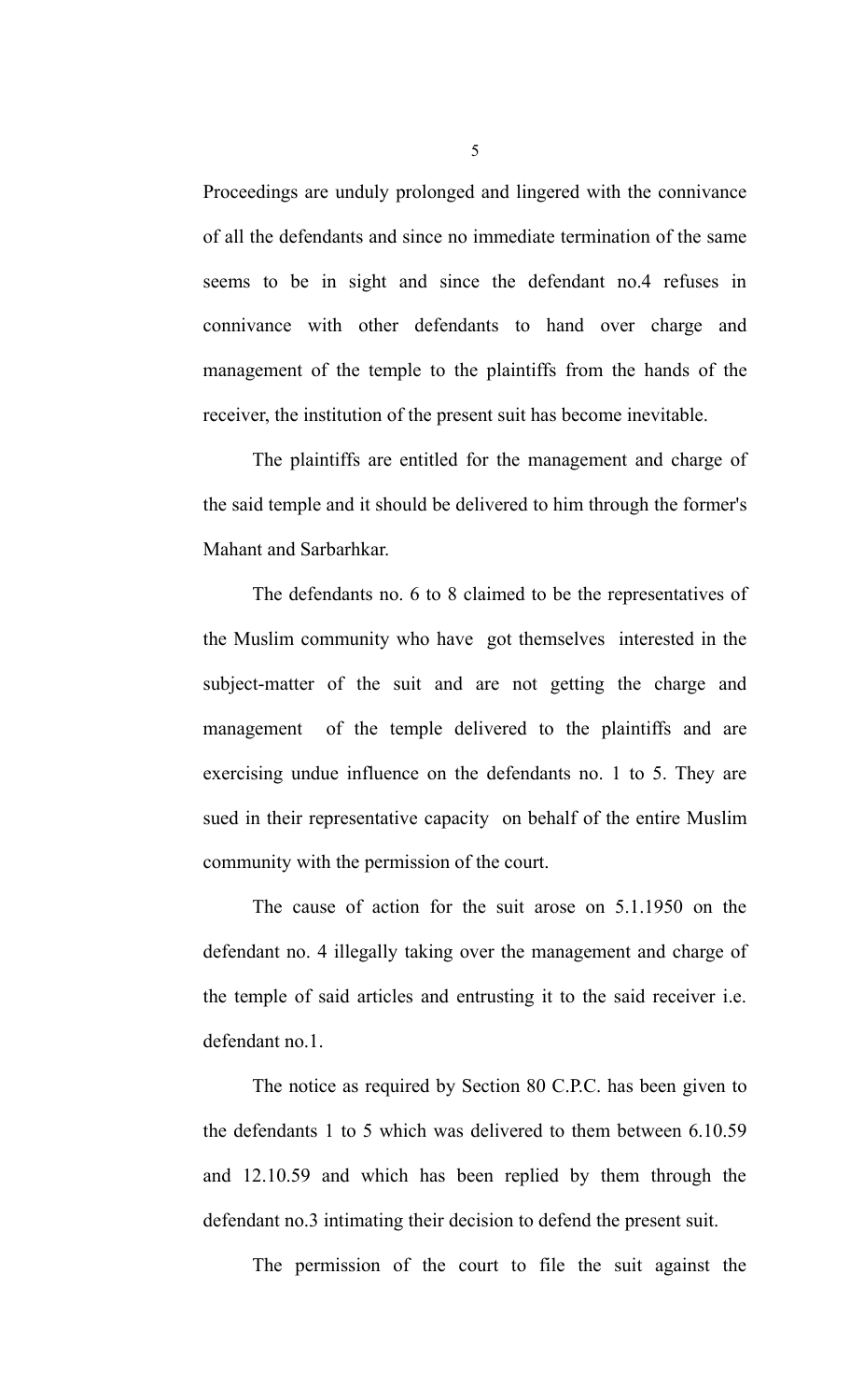Proceedings are unduly prolonged and lingered with the connivance of all the defendants and since no immediate termination of the same seems to be in sight and since the defendant no.4 refuses in connivance with other defendants to hand over charge and management of the temple to the plaintiffs from the hands of the receiver, the institution of the present suit has become inevitable.

The plaintiffs are entitled for the management and charge of the said temple and it should be delivered to him through the former's Mahant and Sarbarhkar.

The defendants no. 6 to 8 claimed to be the representatives of the Muslim community who have got themselves interested in the subject-matter of the suit and are not getting the charge and management of the temple delivered to the plaintiffs and are exercising undue influence on the defendants no. 1 to 5. They are sued in their representative capacity on behalf of the entire Muslim community with the permission of the court.

The cause of action for the suit arose on 5.1.1950 on the defendant no. 4 illegally taking over the management and charge of the temple of said articles and entrusting it to the said receiver i.e. defendant no.1.

The notice as required by Section 80 C.P.C. has been given to the defendants 1 to 5 which was delivered to them between 6.10.59 and 12.10.59 and which has been replied by them through the defendant no.3 intimating their decision to defend the present suit.

The permission of the court to file the suit against the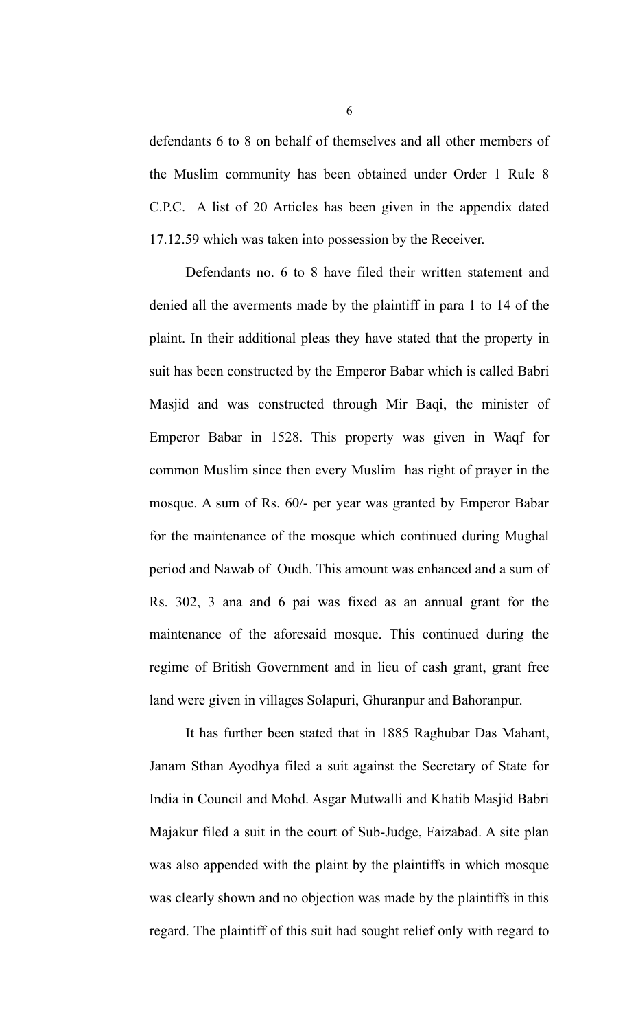defendants 6 to 8 on behalf of themselves and all other members of the Muslim community has been obtained under Order 1 Rule 8 C.P.C. A list of 20 Articles has been given in the appendix dated 17.12.59 which was taken into possession by the Receiver.

Defendants no. 6 to 8 have filed their written statement and denied all the averments made by the plaintiff in para 1 to 14 of the plaint. In their additional pleas they have stated that the property in suit has been constructed by the Emperor Babar which is called Babri Masjid and was constructed through Mir Baqi, the minister of Emperor Babar in 1528. This property was given in Waqf for common Muslim since then every Muslim has right of prayer in the mosque. A sum of Rs. 60/- per year was granted by Emperor Babar for the maintenance of the mosque which continued during Mughal period and Nawab of Oudh. This amount was enhanced and a sum of Rs. 302, 3 ana and 6 pai was fixed as an annual grant for the maintenance of the aforesaid mosque. This continued during the regime of British Government and in lieu of cash grant, grant free land were given in villages Solapuri, Ghuranpur and Bahoranpur.

It has further been stated that in 1885 Raghubar Das Mahant, Janam Sthan Ayodhya filed a suit against the Secretary of State for India in Council and Mohd. Asgar Mutwalli and Khatib Masjid Babri Majakur filed a suit in the court of Sub-Judge, Faizabad. A site plan was also appended with the plaint by the plaintiffs in which mosque was clearly shown and no objection was made by the plaintiffs in this regard. The plaintiff of this suit had sought relief only with regard to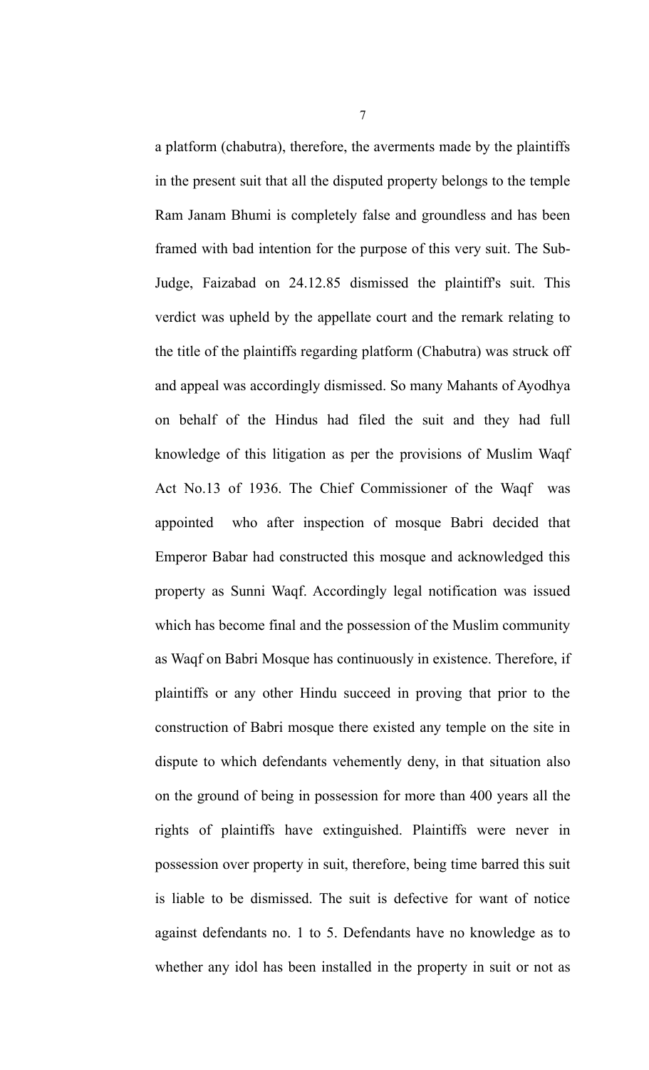a platform (chabutra), therefore, the averments made by the plaintiffs in the present suit that all the disputed property belongs to the temple Ram Janam Bhumi is completely false and groundless and has been framed with bad intention for the purpose of this very suit. The Sub-Judge, Faizabad on 24.12.85 dismissed the plaintiff's suit. This verdict was upheld by the appellate court and the remark relating to the title of the plaintiffs regarding platform (Chabutra) was struck off and appeal was accordingly dismissed. So many Mahants of Ayodhya on behalf of the Hindus had filed the suit and they had full knowledge of this litigation as per the provisions of Muslim Waqf Act No.13 of 1936. The Chief Commissioner of the Waqf was appointed who after inspection of mosque Babri decided that Emperor Babar had constructed this mosque and acknowledged this property as Sunni Waqf. Accordingly legal notification was issued which has become final and the possession of the Muslim community as Waqf on Babri Mosque has continuously in existence. Therefore, if plaintiffs or any other Hindu succeed in proving that prior to the construction of Babri mosque there existed any temple on the site in dispute to which defendants vehemently deny, in that situation also on the ground of being in possession for more than 400 years all the rights of plaintiffs have extinguished. Plaintiffs were never in possession over property in suit, therefore, being time barred this suit is liable to be dismissed. The suit is defective for want of notice against defendants no. 1 to 5. Defendants have no knowledge as to whether any idol has been installed in the property in suit or not as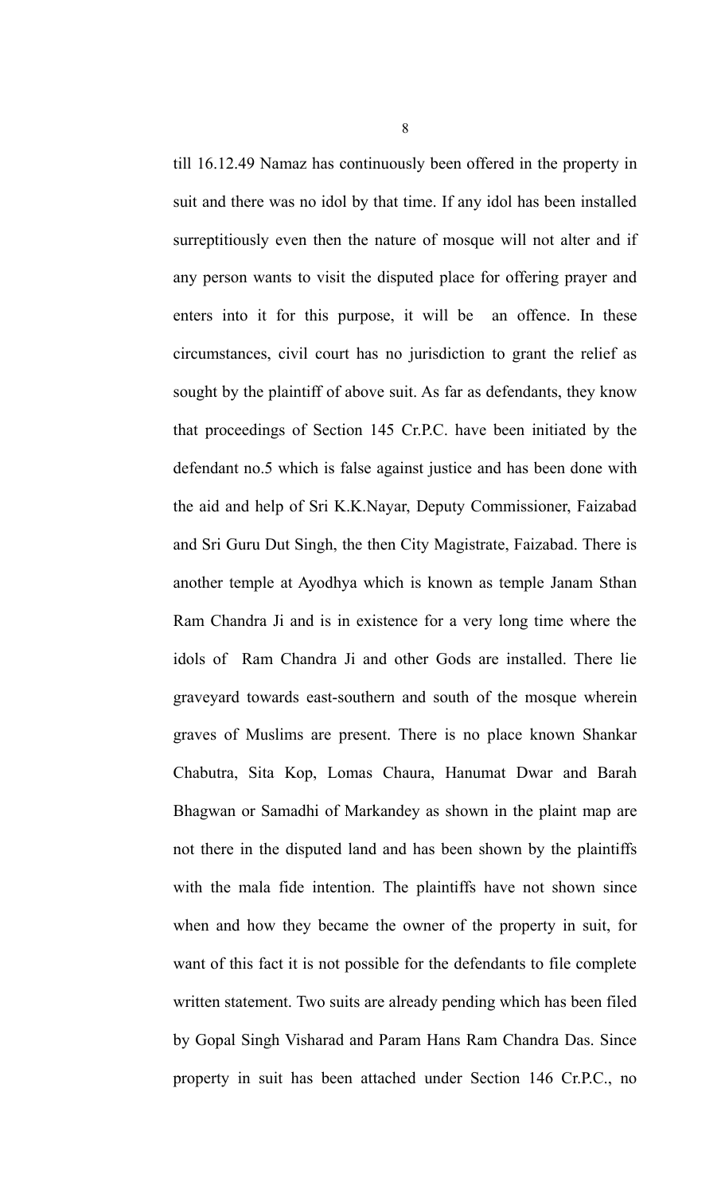till 16.12.49 Namaz has continuously been offered in the property in suit and there was no idol by that time. If any idol has been installed surreptitiously even then the nature of mosque will not alter and if any person wants to visit the disputed place for offering prayer and enters into it for this purpose, it will be an offence. In these circumstances, civil court has no jurisdiction to grant the relief as sought by the plaintiff of above suit. As far as defendants, they know that proceedings of Section 145 Cr.P.C. have been initiated by the defendant no.5 which is false against justice and has been done with the aid and help of Sri K.K.Nayar, Deputy Commissioner, Faizabad and Sri Guru Dut Singh, the then City Magistrate, Faizabad. There is another temple at Ayodhya which is known as temple Janam Sthan Ram Chandra Ji and is in existence for a very long time where the idols of Ram Chandra Ji and other Gods are installed. There lie graveyard towards east-southern and south of the mosque wherein graves of Muslims are present. There is no place known Shankar Chabutra, Sita Kop, Lomas Chaura, Hanumat Dwar and Barah Bhagwan or Samadhi of Markandey as shown in the plaint map are not there in the disputed land and has been shown by the plaintiffs with the mala fide intention. The plaintiffs have not shown since when and how they became the owner of the property in suit, for want of this fact it is not possible for the defendants to file complete written statement. Two suits are already pending which has been filed by Gopal Singh Visharad and Param Hans Ram Chandra Das. Since property in suit has been attached under Section 146 Cr.P.C., no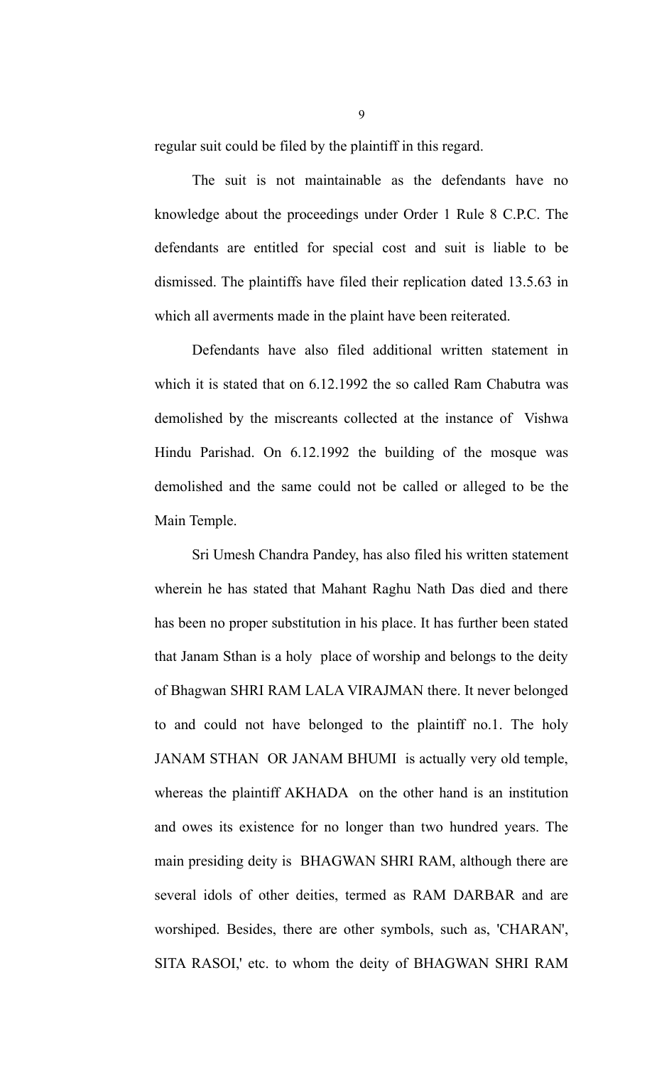regular suit could be filed by the plaintiff in this regard.

The suit is not maintainable as the defendants have no knowledge about the proceedings under Order 1 Rule 8 C.P.C. The defendants are entitled for special cost and suit is liable to be dismissed. The plaintiffs have filed their replication dated 13.5.63 in which all averments made in the plaint have been reiterated.

Defendants have also filed additional written statement in which it is stated that on 6.12.1992 the so called Ram Chabutra was demolished by the miscreants collected at the instance of Vishwa Hindu Parishad. On 6.12.1992 the building of the mosque was demolished and the same could not be called or alleged to be the Main Temple.

Sri Umesh Chandra Pandey, has also filed his written statement wherein he has stated that Mahant Raghu Nath Das died and there has been no proper substitution in his place. It has further been stated that Janam Sthan is a holy place of worship and belongs to the deity of Bhagwan SHRI RAM LALA VIRAJMAN there. It never belonged to and could not have belonged to the plaintiff no.1. The holy JANAM STHAN OR JANAM BHUMI is actually very old temple, whereas the plaintiff AKHADA on the other hand is an institution and owes its existence for no longer than two hundred years. The main presiding deity is BHAGWAN SHRI RAM, although there are several idols of other deities, termed as RAM DARBAR and are worshiped. Besides, there are other symbols, such as, 'CHARAN', SITA RASOI,' etc. to whom the deity of BHAGWAN SHRI RAM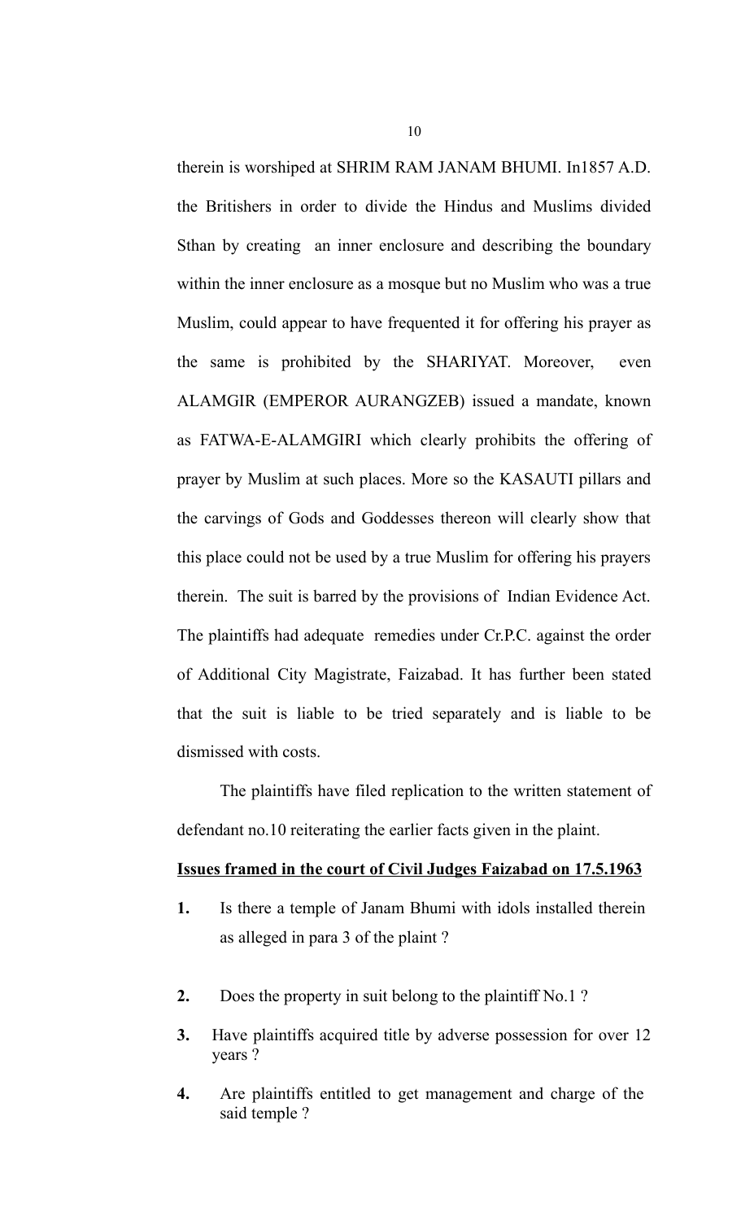therein is worshiped at SHRIM RAM JANAM BHUMI. In1857 A.D. the Britishers in order to divide the Hindus and Muslims divided Sthan by creating an inner enclosure and describing the boundary within the inner enclosure as a mosque but no Muslim who was a true Muslim, could appear to have frequented it for offering his prayer as the same is prohibited by the SHARIYAT. Moreover, even ALAMGIR (EMPEROR AURANGZEB) issued a mandate, known as FATWA-E-ALAMGIRI which clearly prohibits the offering of prayer by Muslim at such places. More so the KASAUTI pillars and the carvings of Gods and Goddesses thereon will clearly show that this place could not be used by a true Muslim for offering his prayers therein. The suit is barred by the provisions of Indian Evidence Act. The plaintiffs had adequate remedies under Cr.P.C. against the order of Additional City Magistrate, Faizabad. It has further been stated that the suit is liable to be tried separately and is liable to be dismissed with costs.

The plaintiffs have filed replication to the written statement of defendant no.10 reiterating the earlier facts given in the plaint.

**Issues framed in the court of Civil Judges Faizabad on 17.5.1963**

**1.** Is there a temple of Janam Bhumi with idols installed therein as alleged in para 3 of the plaint ?

**2.** Does the property in suit belong to the plaintiff No.1 ?

**3.** Have plaintiffs acquired title by adverse possession for over 12 years ?

**4.** Are plaintiffs entitled to get management and charge of the said temple ?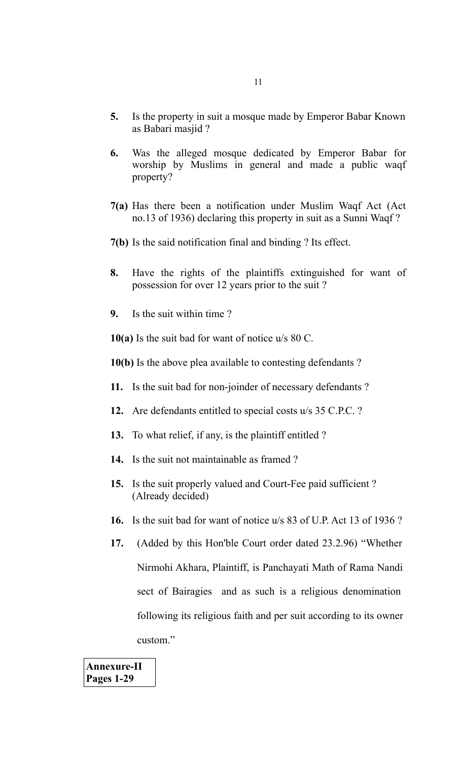**5.** Is the property in suit a mosque made by Emperor Babar Known as Babari masjid ?

**6.** Was the alleged mosque dedicated by Emperor Babar for worship by Muslims in general and made a public waqf property?

**7(a)** Has there been a notification under Muslim Waqf Act (Act no.13 of 1936) declaring this property in suit as a Sunni Waqf ?

**7(b)** Is the said notification final and binding ? Its effect.

**8.** Have the rights of the plaintiffs extinguished for want of possession for over 12 years prior to the suit ?

**9.** Is the suit within time ?

**10(a)** Is the suit bad for want of notice u/s 80 C.

**10(b)** Is the above plea available to contesting defendants ?

**11.** Is the suit bad for non-joinder of necessary defendants ?

**12.** Are defendants entitled to special costs u/s 35 C.P.C. ?

**13.** To what relief, if any, is the plaintiff entitled ?

**14.** Is the suit not maintainable as framed ?

**15.** Is the suit properly valued and Court-Fee paid sufficient ? (Already decided)

**16.** Is the suit bad for want of notice u/s 83 of U.P. Act 13 of 1936 ?

**17.** (Added by this Hon'ble Court order dated 23.2.96) "Whether Nirmohi Akhara, Plaintiff, is Panchayati Math of Rama Nandi sect of Bairagies and as such is a religious denomination following its religious faith and per suit according to its owner custom."

**Annexure-II**
**Pages 1-29**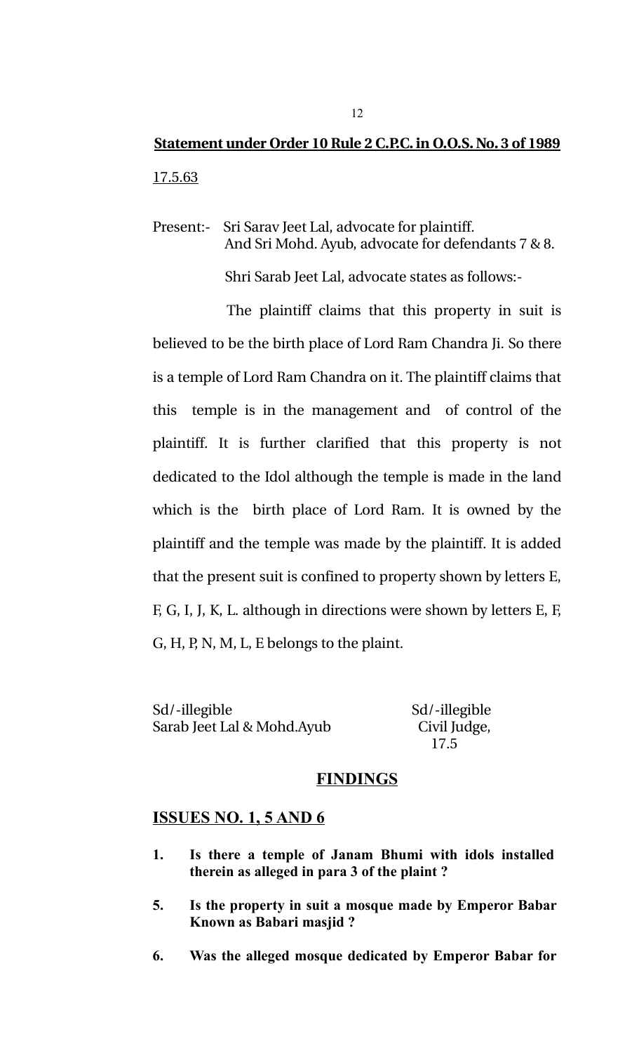**Statement under Order 10 Rule 2 C.P.C. in O.O.S. No. 3 of 1989**

17.5.63

Present:- Sri Sarav Jeet Lal, advocate for plaintiff.
And Sri Mohd. Ayub, advocate for defendants 7 & 8.

Shri Sarab Jeet Lal, advocate states as follows:-

The plaintiff claims that this property in suit is believed to be the birth place of Lord Ram Chandra Ji. So there is a temple of Lord Ram Chandra on it. The plaintiff claims that this temple is in the management and of control of the plaintiff. It is further clarified that this property is not dedicated to the Idol although the temple is made in the land which is the birth place of Lord Ram. It is owned by the plaintiff and the temple was made by the plaintiff. It is added that the present suit is confined to property shown by letters E, F, G, I, J, K, L. although in directions were shown by letters E, F, G, H, P, N, M, L, E belongs to the plaint.

Sd/-illegible
Sarab Jeet Lal & Mohd.Ayub

Sd/-illegible
Civil Judge,
17.5

## FINDINGS

### ISSUES NO. 1, 5 AND 6

1. **Is there a temple of Janam Bhumi with idols installed therein as alleged in para 3 of the plaint ?**

5. **Is the property in suit a mosque made by Emperor Babar Known as Babari masjid ?**

6. **Was the alleged mosque dedicated by Emperor Babar for**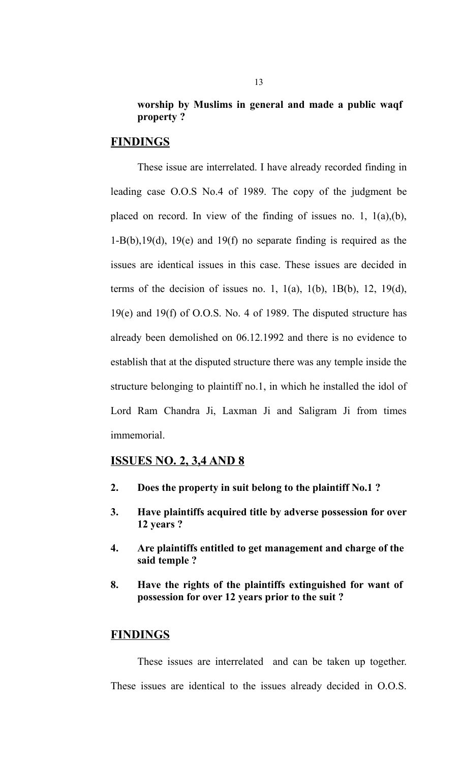**worship by Muslims in general and made a public waqf property ?**

## FINDINGS

These issue are interrelated. I have already recorded finding in leading case O.O.S No.4 of 1989. The copy of the judgment be placed on record. In view of the finding of issues no. 1, 1(a),(b), 1-B(b),19(d), 19(e) and 19(f) no separate finding is required as the issues are identical issues in this case. These issues are decided in terms of the decision of issues no. 1, 1(a), 1(b), 1B(b), 12, 19(d), 19(e) and 19(f) of O.O.S. No. 4 of 1989. The disputed structure has already been demolished on 06.12.1992 and there is no evidence to establish that at the disputed structure there was any temple inside the structure belonging to plaintiff no.1, in which he installed the idol of Lord Ram Chandra Ji, Laxman Ji and Saligram Ji from times immemorial.

## ISSUES NO. 2, 3,4 AND 8

2. **Does the property in suit belong to the plaintiff No.1 ?**
3. **Have plaintiffs acquired title by adverse possession for over 12 years ?**
4. **Are plaintiffs entitled to get management and charge of the said temple ?**
8. **Have the rights of the plaintiffs extinguished for want of possession for over 12 years prior to the suit ?**

## FINDINGS

These issues are interrelated and can be taken up together. These issues are identical to the issues already decided in O.O.S.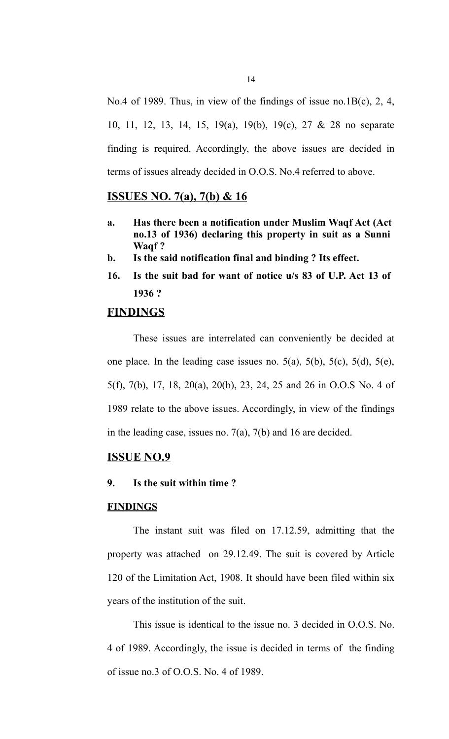No.4 of 1989. Thus, in view of the findings of issue no.1B(c), 2, 4, 10, 11, 12, 13, 14, 15, 19(a), 19(b), 19(c), 27 & 28 no separate finding is required. Accordingly, the above issues are decided in terms of issues already decided in O.O.S. No.4 referred to above.

## ISSUES NO. 7(a), 7(b) & 16

**a. Has there been a notification under Muslim Waqf Act (Act no.13 of 1936) declaring this property in suit as a Sunni Waqf ?**

**b. Is the said notification final and binding ? Its effect.**

**16. Is the suit bad for want of notice u/s 83 of U.P. Act 13 of 1936 ?**

## FINDINGS

These issues are interrelated can conveniently be decided at one place. In the leading case issues no. 5(a), 5(b), 5(c), 5(d), 5(e), 5(f), 7(b), 17, 18, 20(a), 20(b), 23, 24, 25 and 26 in O.O.S No. 4 of 1989 relate to the above issues. Accordingly, in view of the findings in the leading case, issues no. 7(a), 7(b) and 16 are decided.

## ISSUE NO.9

**9. Is the suit within time ?**

**FINDINGS**

The instant suit was filed on 17.12.59, admitting that the property was attached on 29.12.49. The suit is covered by Article 120 of the Limitation Act, 1908. It should have been filed within six years of the institution of the suit.

This issue is identical to the issue no. 3 decided in O.O.S. No. 4 of 1989. Accordingly, the issue is decided in terms of the finding of issue no.3 of O.O.S. No. 4 of 1989.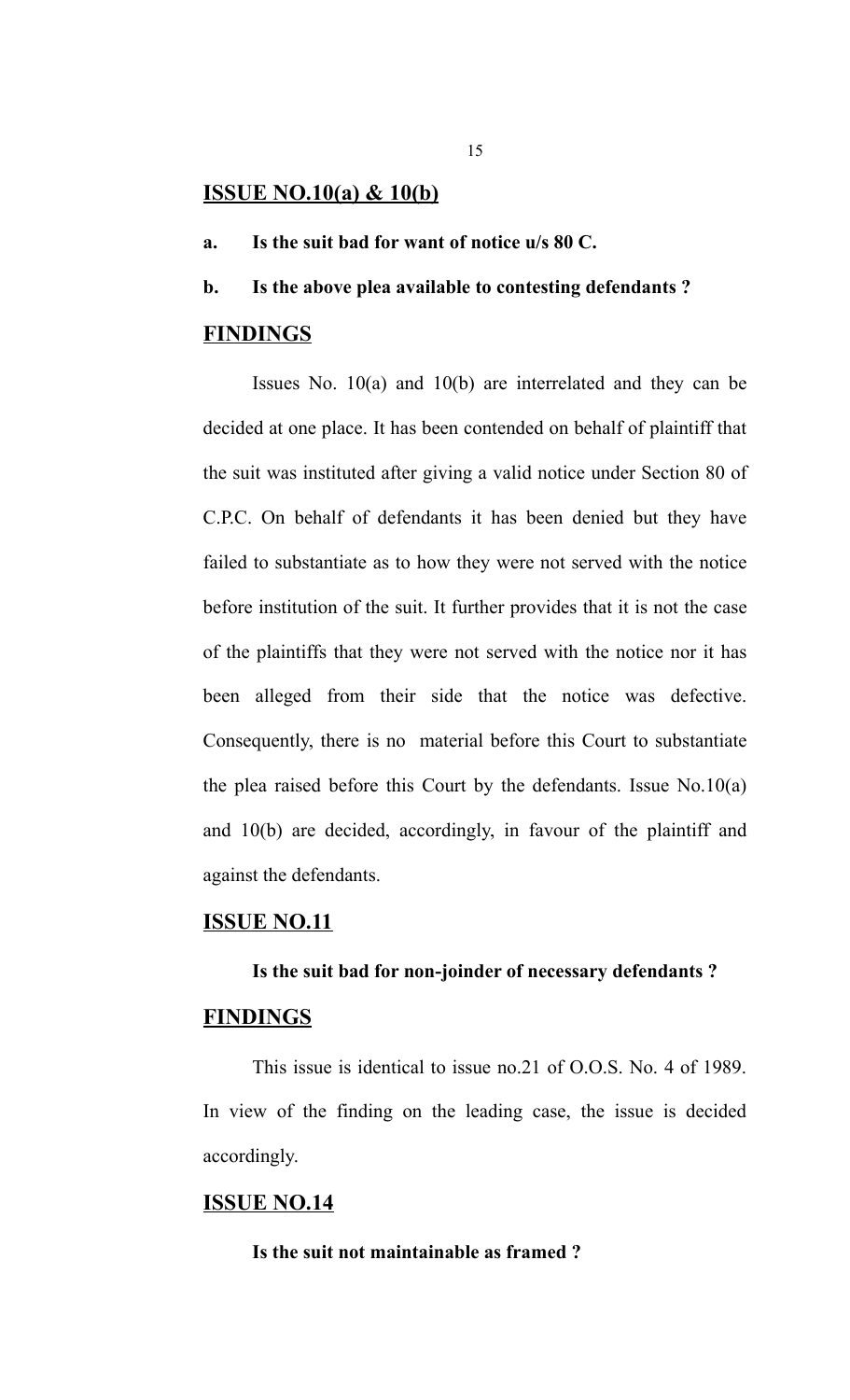## ISSUE NO.10(a) & 10(b)

**a. Is the suit bad for want of notice u/s 80 C.**

**b. Is the above plea available to contesting defendants ?**

## FINDINGS

Issues No. 10(a) and 10(b) are interrelated and they can be decided at one place. It has been contended on behalf of plaintiff that the suit was instituted after giving a valid notice under Section 80 of C.P.C. On behalf of defendants it has been denied but they have failed to substantiate as to how they were not served with the notice before institution of the suit. It further provides that it is not the case of the plaintiffs that they were not served with the notice nor it has been alleged from their side that the notice was defective. Consequently, there is no material before this Court to substantiate the plea raised before this Court by the defendants. Issue No.10(a) and 10(b) are decided, accordingly, in favour of the plaintiff and against the defendants.

## ISSUE NO.11

**Is the suit bad for non-joinder of necessary defendants ?**

## FINDINGS

This issue is identical to issue no.21 of O.O.S. No. 4 of 1989. In view of the finding on the leading case, the issue is decided accordingly.

## ISSUE NO.14

**Is the suit not maintainable as framed ?**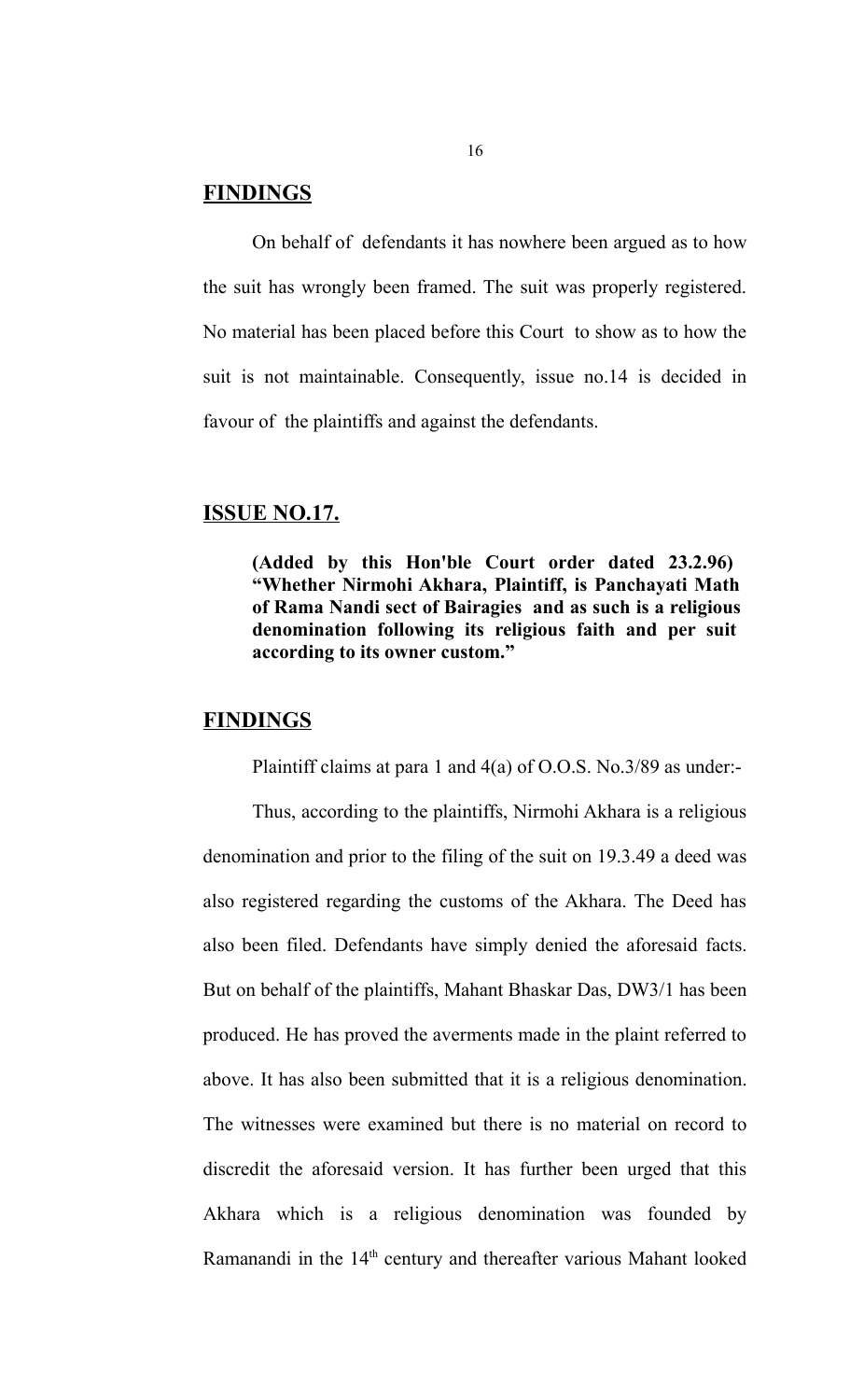## FINDINGS

On behalf of defendants it has nowhere been argued as to how the suit has wrongly been framed. The suit was properly registered. No material has been placed before this Court to show as to how the suit is not maintainable. Consequently, issue no.14 is decided in favour of the plaintiffs and against the defendants.

## ISSUE NO.17.

**(Added by this Hon'ble Court order dated 23.2.96) "Whether Nirmohi Akhara, Plaintiff, is Panchayati Math of Rama Nandi sect of Bairagies and as such is a religious denomination following its religious faith and per suit according to its owner custom."**

## FINDINGS

Plaintiff claims at para 1 and 4(a) of O.O.S. No.3/89 as under:-

Thus, according to the plaintiffs, Nirmohi Akhara is a religious denomination and prior to the filing of the suit on 19.3.49 a deed was also registered regarding the customs of the Akhara. The Deed has also been filed. Defendants have simply denied the aforesaid facts. But on behalf of the plaintiffs, Mahant Bhaskar Das, DW3/1 has been produced. He has proved the averments made in the plaint referred to above. It has also been submitted that it is a religious denomination. The witnesses were examined but there is no material on record to discredit the aforesaid version. It has further been urged that this Akhara which is a religious denomination was founded by Ramanandi in the 14th century and thereafter various Mahant looked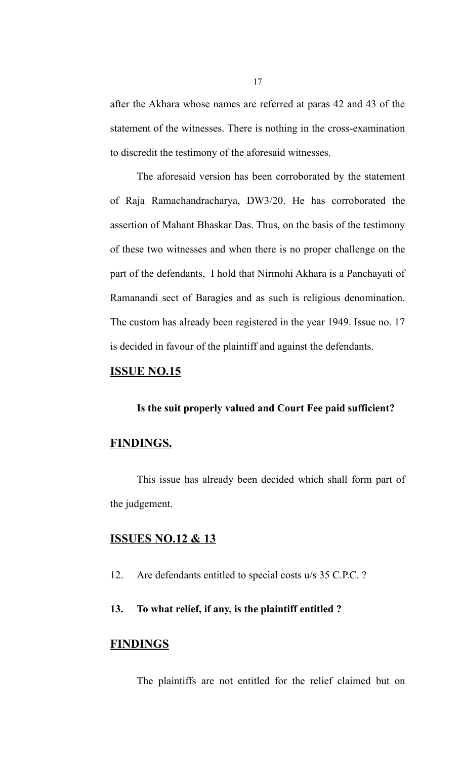after the Akhara whose names are referred at paras 42 and 43 of the statement of the witnesses. There is nothing in the cross-examination to discredit the testimony of the aforesaid witnesses.

The aforesaid version has been corroborated by the statement of Raja Ramachandracharya, DW3/20. He has corroborated the assertion of Mahant Bhaskar Das. Thus, on the basis of the testimony of these two witnesses and when there is no proper challenge on the part of the defendants, I hold that Nirmohi Akhara is a Panchayati of Ramanandi sect of Baragies and as such is religious denomination. The custom has already been registered in the year 1949. Issue no. 17 is decided in favour of the plaintiff and against the defendants.

## **ISSUE NO.15**

**Is the suit properly valued and Court Fee paid sufficient?**

## **FINDINGS.**

This issue has already been decided which shall form part of the judgement.

## **ISSUES NO.12 & 13**

12. Are defendants entitled to special costs u/s 35 C.P.C. ?

**13. To what relief, if any, is the plaintiff entitled ?**

## **FINDINGS**

The plaintiffs are not entitled for the relief claimed but on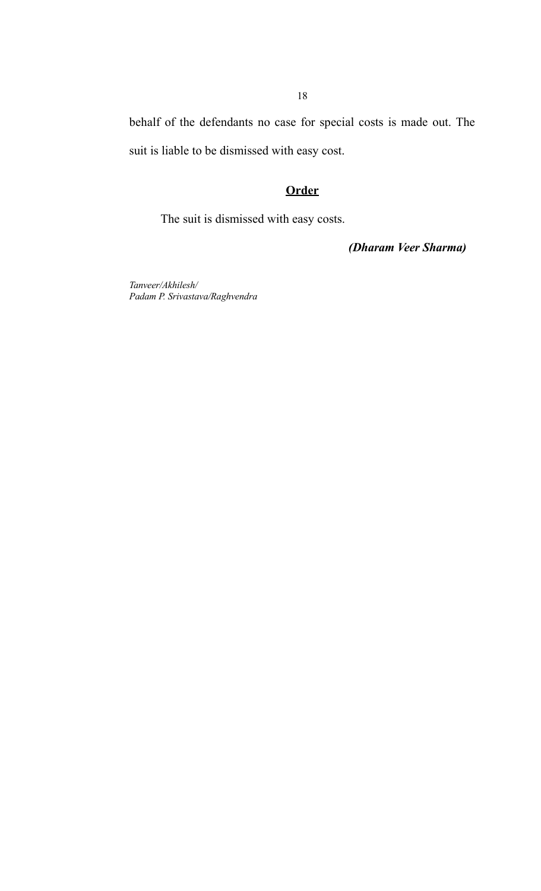behalf of the defendants no case for special costs is made out. The suit is liable to be dismissed with easy cost.

**Order**

The suit is dismissed with easy costs.

***(Dharam Veer Sharma)***

*Tanveer/Akhilesh/*
*Padam P. Srivastava/Raghvendra*